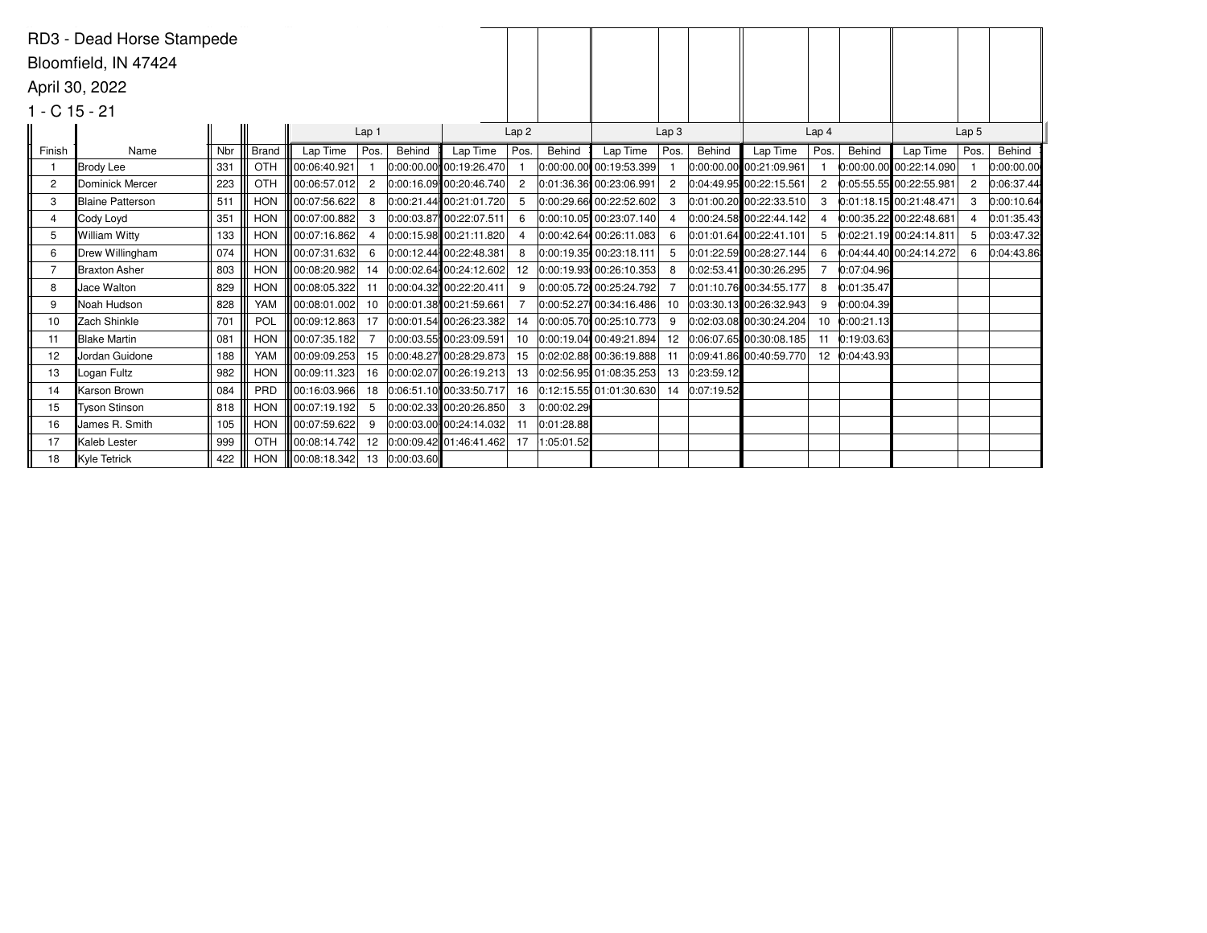RD3 - Dead Horse Stampede

Bloomfield, IN 47424

April 30, 2022

1 - C 15 - 21

| | | | | Lap 1 | | | Lap 2 | | | Lap 3 | | | Lap 4 | | | Lap 5 | | |
|---|---|---|---|---|---|---|---|---|---|---|---|---|---|---|---|---|---|---|
| Finish | Name | Nbr | Brand | Lap Time | Pos. | Behind | Lap Time | Pos. | Behind | Lap Time | Pos. | Behind | Lap Time | Pos. | Behind | Lap Time | Pos. | Behind |
| 1 | Brody Lee | 331 | OTH | 00:06:40.921 | 1 | 0:00:00.00 | 00:19:26.470 | 1 | 0:00:00.00 | 00:19:53.399 | 1 | 0:00:00.00 | 00:21:09.961 | 1 | 0:00:00.00 | 00:22:14.090 | 1 | 0:00:00.00 |
| 2 | Dominick Mercer | 223 | OTH | 00:06:57.012 | 2 | 0:00:16.09 | 00:20:46.740 | 2 | 0:01:36.36 | 00:23:06.991 | 2 | 0:04:49.95 | 00:22:15.561 | 2 | 0:05:55.55 | 00:22:55.981 | 2 | 0:06:37.44 |
| 3 | Blaine Patterson | 511 | HON | 00:07:56.622 | 8 | 0:00:21.44 | 00:21:01.720 | 5 | 0:00:29.66 | 00:22:52.602 | 3 | 0:01:00.20 | 00:22:33.510 | 3 | 0:01:18.15 | 00:21:48.471 | 3 | 0:00:10.64 |
| 4 | Cody Loyd | 351 | HON | 00:07:00.882 | 3 | 0:00:03.87 | 00:22:07.511 | 6 | 0:00:10.05 | 00:23:07.140 | 4 | 0:00:24.58 | 00:22:44.142 | 4 | 0:00:35.22 | 00:22:48.681 | 4 | 0:01:35.43 |
| 5 | William Witty | 133 | HON | 00:07:16.862 | 4 | 0:00:15.98 | 00:21:11.820 | 4 | 0:00:42.64 | 00:26:11.083 | 6 | 0:01:01.64 | 00:22:41.101 | 5 | 0:02:21.19 | 00:24:14.811 | 5 | 0:03:47.32 |
| 6 | Drew Willingham | 074 | HON | 00:07:31.632 | 6 | 0:00:12.44 | 00:22:48.381 | 8 | 0:00:19.35 | 00:23:18.111 | 5 | 0:01:22.59 | 00:28:27.144 | 6 | 0:04:44.40 | 00:24:14.272 | 6 | 0:04:43.86 |
| 7 | Braxton Asher | 803 | HON | 00:08:20.982 | 14 | 0:00:02.64 | 00:24:12.602 | 12 | 0:00:19.93 | 00:26:10.353 | 8 | 0:02:53.41 | 00:30:26.295 | 7 | 0:07:04.96 | | | |
| 8 | Jace Walton | 829 | HON | 00:08:05.322 | 11 | 0:00:04.32 | 00:22:20.411 | 9 | 0:00:05.72 | 00:25:24.792 | 7 | 0:01:10.76 | 00:34:55.177 | 8 | 0:01:35.47 | | | |
| 9 | Noah Hudson | 828 | YAM | 00:08:01.002 | 10 | 0:00:01.38 | 00:21:59.661 | 7 | 0:00:52.27 | 00:34:16.486 | 10 | 0:03:30.13 | 00:26:32.943 | 9 | 0:00:04.39 | | | |
| 10 | Zach Shinkle | 701 | POL | 00:09:12.863 | 17 | 0:00:01.54 | 00:26:23.382 | 14 | 0:00:05.70 | 00:25:10.773 | 9 | 0:02:03.08 | 00:30:24.204 | 10 | 0:00:21.13 | | | |
| 11 | Blake Martin | 081 | HON | 00:07:35.182 | 7 | 0:00:03.55 | 00:23:09.591 | 10 | 0:00:19.04 | 00:49:21.894 | 12 | 0:06:07.65 | 00:30:08.185 | 11 | 0:19:03.63 | | | |
| 12 | Jordan Guidone | 188 | YAM | 00:09:09.253 | 15 | 0:00:48.27 | 00:28:29.873 | 15 | 0:02:02.88 | 00:36:19.888 | 11 | 0:09:41.86 | 00:40:59.770 | 12 | 0:04:43.93 | | | |
| 13 | Logan Fultz | 982 | HON | 00:09:11.323 | 16 | 0:00:02.07 | 00:26:19.213 | 13 | 0:02:56.95 | 01:08:35.253 | 13 | 0:23:59.12 | | | | | | |
| 14 | Karson Brown | 084 | PRD | 00:16:03.966 | 18 | 0:06:51.10 | 00:33:50.717 | 16 | 0:12:15.55 | 01:01:30.630 | 14 | 0:07:19.52 | | | | | | |
| 15 | Tyson Stinson | 818 | HON | 00:07:19.192 | 5 | 0:00:02.33 | 00:20:26.850 | 3 | 0:00:02.29 | | | | | | | | | |
| 16 | James R. Smith | 105 | HON | 00:07:59.622 | 9 | 0:00:03.00 | 00:24:14.032 | 11 | 0:01:28.88 | | | | | | | | | |
| 17 | Kaleb Lester | 999 | OTH | 00:08:14.742 | 12 | 0:00:09.42 | 01:46:41.462 | 17 | 1:05:01.52 | | | | | | | | | |
| 18 | Kyle Tetrick | 422 | HON | 00:08:18.342 | 13 | 0:00:03.60 | | | | | | | | | | | | |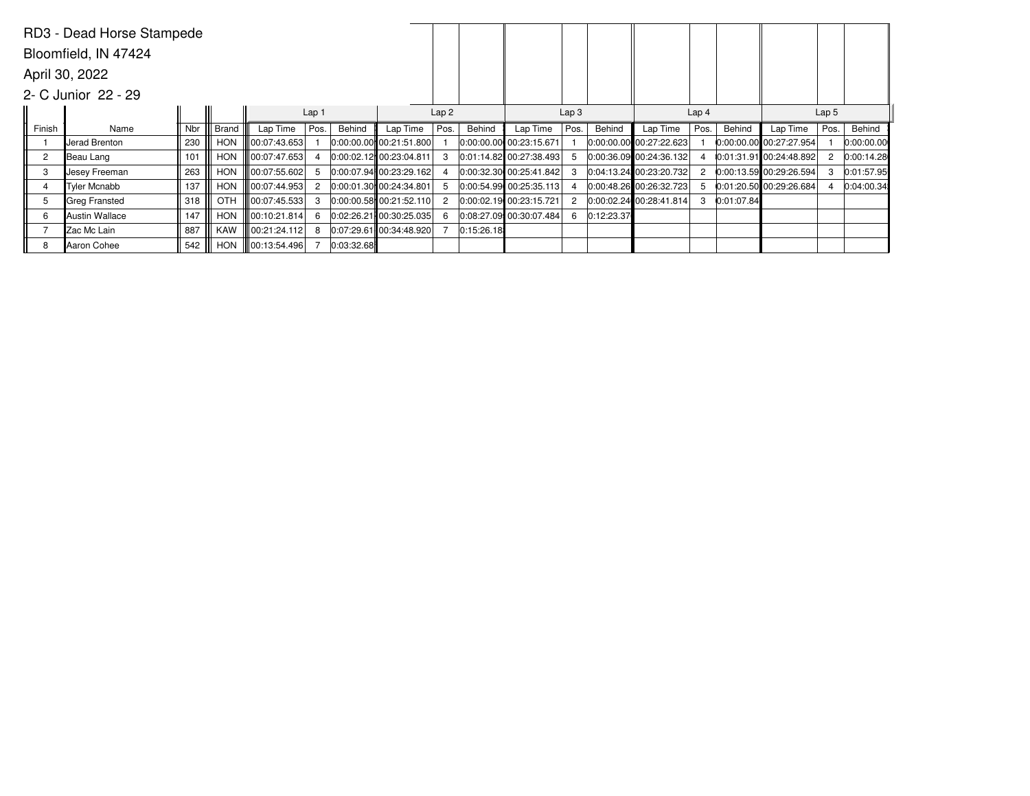RD3 - Dead Horse Stampede

Bloomfield, IN 47424

April 30, 2022

2- C Junior 22 - 29

| | | | | Lap 1 | | | Lap 2 | | | Lap 3 | | | Lap 4 | | | Lap 5 | | |
|---|---|---|---|---|---|---|---|---|---|---|---|---|---|---|---|---|---|---|
| Finish | Name | Nbr | Brand | Lap Time | Pos. | Behind | Lap Time | Pos. | Behind | Lap Time | Pos. | Behind | Lap Time | Pos. | Behind | Lap Time | Pos. | Behind |
| 1 | Jerad Brenton | 230 | HON | 00:07:43.653 | 1 | 0:00:00.00 | 00:21:51.800 | 1 | 0:00:00.00 | 00:23:15.671 | 1 | 0:00:00.00 | 00:27:22.623 | 1 | 0:00:00.00 | 00:27:27.954 | 1 | 0:00:00.00 |
| 2 | Beau Lang | 101 | HON | 00:07:47.653 | 4 | 0:00:02.12 | 00:23:04.811 | 3 | 0:01:14.82 | 00:27:38.493 | 5 | 0:00:36.09 | 00:24:36.132 | 4 | 0:01:31.91 | 00:24:48.892 | 2 | 0:00:14.28 |
| 3 | Jesey Freeman | 263 | HON | 00:07:55.602 | 5 | 0:00:07.94 | 00:23:29.162 | 4 | 0:00:32.30 | 00:25:41.842 | 3 | 0:04:13.24 | 00:23:20.732 | 2 | 0:00:13.59 | 00:29:26.594 | 3 | 0:01:57.95 |
| 4 | Tyler Mcnabb | 137 | HON | 00:07:44.953 | 2 | 0:00:01.30 | 00:24:34.801 | 5 | 0:00:54.99 | 00:25:35.113 | 4 | 0:00:48.26 | 00:26:32.723 | 5 | 0:01:20.50 | 00:29:26.684 | 4 | 0:04:00.34 |
| 5 | Greg Fransted | 318 | OTH | 00:07:45.533 | 3 | 0:00:00.58 | 00:21:52.110 | 2 | 0:00:02.19 | 00:23:15.721 | 2 | 0:00:02.24 | 00:28:41.814 | 3 | 0:01:07.84 | | | |
| 6 | Austin Wallace | 147 | HON | 00:10:21.814 | 6 | 0:02:26.21 | 00:30:25.035 | 6 | 0:08:27.09 | 00:30:07.484 | 6 | 0:12:23.37 | | | | | | |
| 7 | Zac Mc Lain | 887 | KAW | 00:21:24.112 | 8 | 0:07:29.61 | 00:34:48.920 | 7 | 0:15:26.18 | | | | | | | | | |
| 8 | Aaron Cohee | 542 | HON | 00:13:54.496 | 7 | 0:03:32.68 | | | | | | | | | | | | |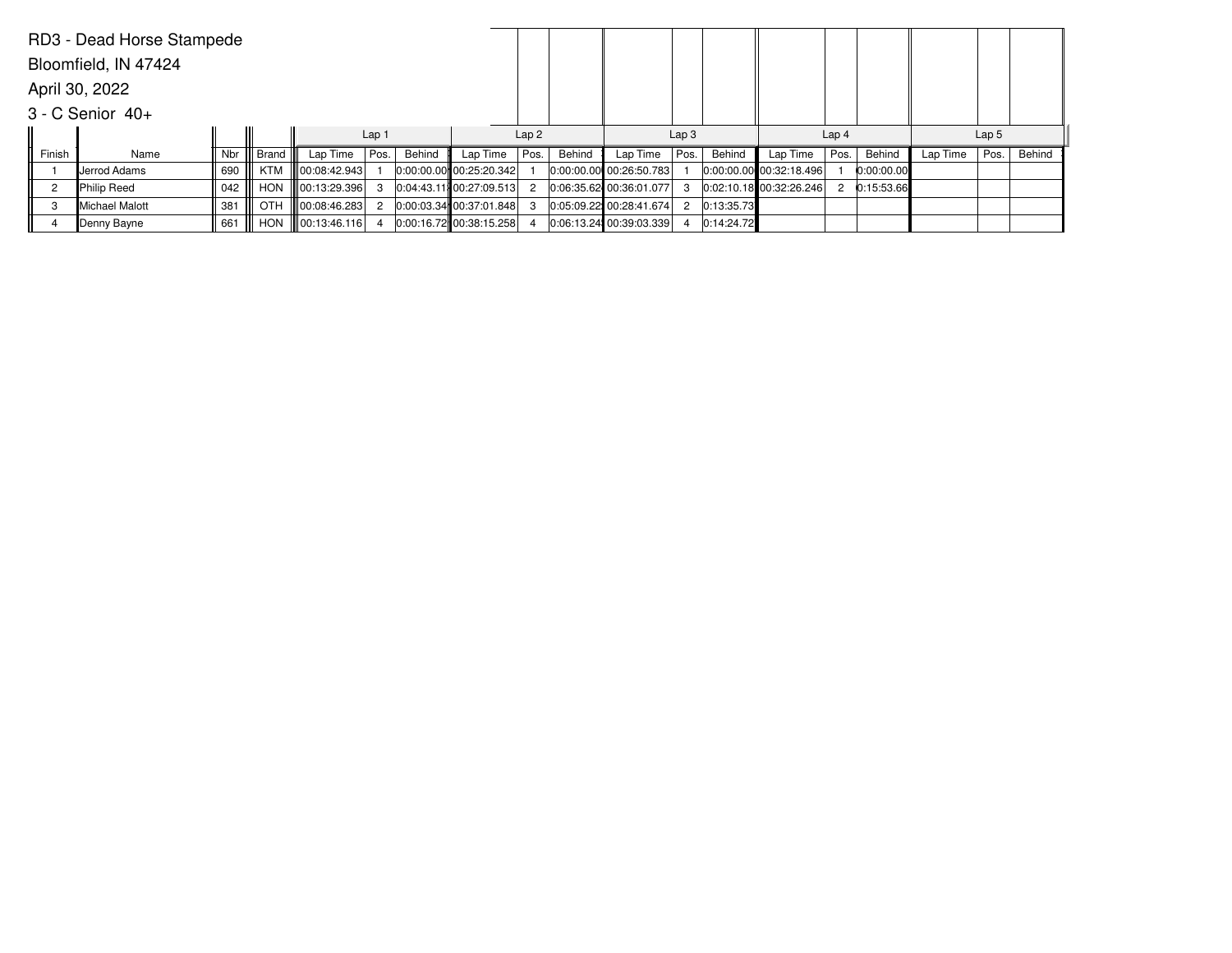RD3 - Dead Horse Stampede

Bloomfield, IN 47424

April 30, 2022

3 - C Senior 40+

| | | | | Lap 1 | | | Lap 2 | | | Lap 3 | | | Lap 4 | | | Lap 5 | | |
|---|---|---|---|---|---|---|---|---|---|---|---|---|---|---|---|---|---|---|
| Finish | Name | Nbr | Brand | Lap Time | Pos. | Behind | Lap Time | Pos. | Behind | Lap Time | Pos. | Behind | Lap Time | Pos. | Behind | Lap Time | Pos. | Behind |
| 1 | Jerrod Adams | 690 | KTM | 00:08:42.943 | 1 | 0:00:00.00 | 00:25:20.342 | 1 | 0:00:00.00 | 00:26:50.783 | 1 | 0:00:00.00 | 00:32:18.496 | 1 | 0:00:00.00 | | | |
| 2 | Philip Reed | 042 | HON | 00:13:29.396 | 3 | 0:04:43.11 | 00:27:09.513 | 2 | 0:06:35.62 | 00:36:01.077 | 3 | 0:02:10.18 | 00:32:26.246 | 2 | 0:15:53.66 | | | |
| 3 | Michael Malott | 381 | OTH | 00:08:46.283 | 2 | 0:00:03.34 | 00:37:01.848 | 3 | 0:05:09.22 | 00:28:41.674 | 2 | 0:13:35.73 | | | | | | |
| 4 | Denny Bayne | 661 | HON | 00:13:46.116 | 4 | 0:00:16.72 | 00:38:15.258 | 4 | 0:06:13.24 | 00:39:03.339 | 4 | 0:14:24.72 | | | | | | |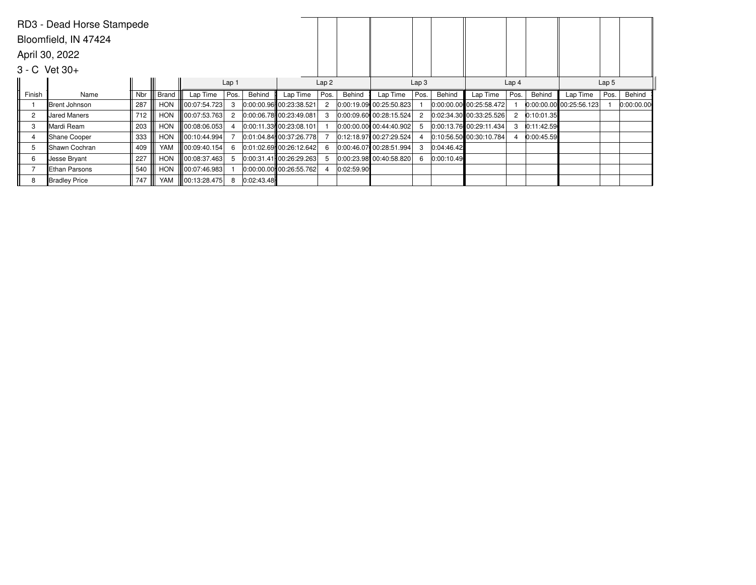RD3 - Dead Horse Stampede

Bloomfield, IN 47424

April 30, 2022

3 - C Vet 30+

| | | | | Lap 1 | | | Lap 2 | | | Lap 3 | | | Lap 4 | | | Lap 5 | | |
|---|---|---|---|---|---|---|---|---|---|---|---|---|---|---|---|---|---|---|
| Finish | Name | Nbr | Brand | Lap Time | Pos. | Behind | Lap Time | Pos. | Behind | Lap Time | Pos. | Behind | Lap Time | Pos. | Behind | Lap Time | Pos. | Behind |
| 1 | Brent Johnson | 287 | HON | 00:07:54.723 | 3 | 0:00:00.96 | 00:23:38.521 | 2 | 0:00:19.09 | 00:25:50.823 | 1 | 0:00:00.00 | 00:25:58.472 | 1 | 0:00:00.00 | 00:25:56.123 | 1 | 0:00:00.00 |
| 2 | Jared Maners | 712 | HON | 00:07:53.763 | 2 | 0:00:06.78 | 00:23:49.081 | 3 | 0:00:09.60 | 00:28:15.524 | 2 | 0:02:34.30 | 00:33:25.526 | 2 | 0:10:01.35 | | | |
| 3 | Mardi Ream | 203 | HON | 00:08:06.053 | 4 | 0:00:11.33 | 00:23:08.101 | 1 | 0:00:00.00 | 00:44:40.902 | 5 | 0:00:13.76 | 00:29:11.434 | 3 | 0:11:42.59 | | | |
| 4 | Shane Cooper | 333 | HON | 00:10:44.994 | 7 | 0:01:04.84 | 00:37:26.778 | 7 | 0:12:18.97 | 00:27:29.524 | 4 | 0:10:56.50 | 00:30:10.784 | 4 | 0:00:45.59 | | | |
| 5 | Shawn Cochran | 409 | YAM | 00:09:40.154 | 6 | 0:01:02.69 | 00:26:12.642 | 6 | 0:00:46.07 | 00:28:51.994 | 3 | 0:04:46.42 | | | | | | |
| 6 | Jesse Bryant | 227 | HON | 00:08:37.463 | 5 | 0:00:31.41 | 00:26:29.263 | 5 | 0:00:23.98 | 00:40:58.820 | 6 | 0:00:10.49 | | | | | | |
| 7 | Ethan Parsons | 540 | HON | 00:07:46.983 | 1 | 0:00:00.00 | 00:26:55.762 | 4 | 0:02:59.90 | | | | | | | | | |
| 8 | Bradley Price | 747 | YAM | 00:13:28.475 | 8 | 0:02:43.48 | | | | | | | | | | | | |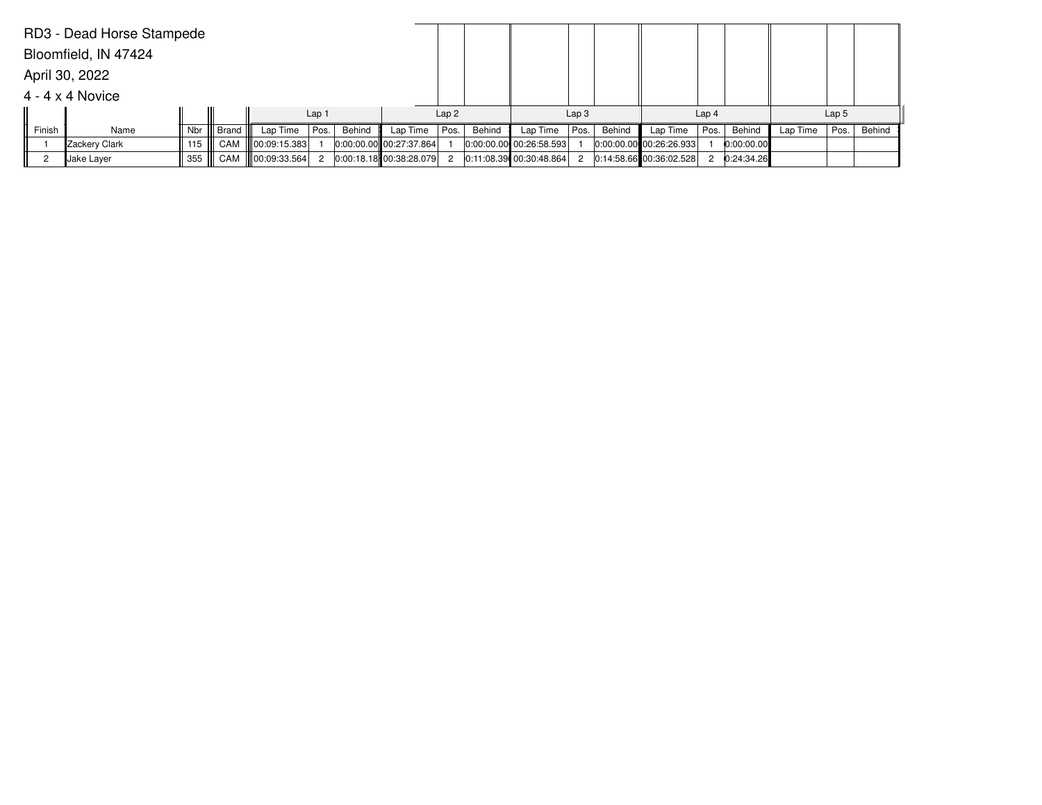RD3 - Dead Horse Stampede

Bloomfield, IN 47424

April 30, 2022

4 - 4 x 4 Novice

| | | | | Lap 1 | | | Lap 2 | | | Lap 3 | | | Lap 4 | | | Lap 5 | | |
|---|---|---|---|---|---|---|---|---|---|---|---|---|---|---|---|---|---|---|
| Finish | Name | Nbr | Brand | Lap Time | Pos. | Behind | Lap Time | Pos. | Behind | Lap Time | Pos. | Behind | Lap Time | Pos. | Behind | Lap Time | Pos. | Behind |
| 1 | Zackery Clark | 115 | CAM | 00:09:15.383 | 1 | 0:00:00.00 | 00:27:37.864 | 1 | 0:00:00.00 | 00:26:58.593 | 1 | 0:00:00.00 | 00:26:26.933 | 1 | 0:00:00.00 | | | |
| 2 | Jake Layer | 355 | CAM | 00:09:33.564 | 2 | 0:00:18.18 | 00:38:28.079 | 2 | 0:11:08.39 | 00:30:48.864 | 2 | 0:14:58.66 | 00:36:02.528 | 2 | 0:24:34.26 | | | |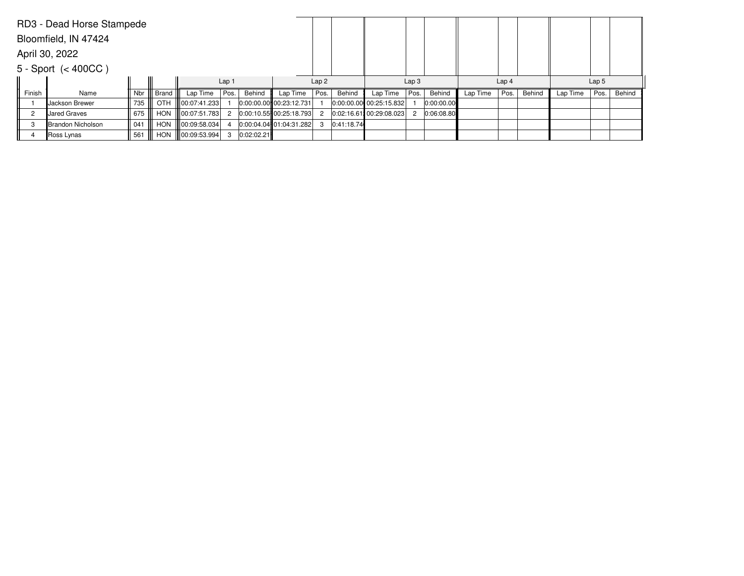RD3 - Dead Horse Stampede

Bloomfield, IN 47424

April 30, 2022

5 - Sport (< 400CC )

| | | | | Lap 1 | | | Lap 2 | | | Lap 3 | | | Lap 4 | | | Lap 5 | | |
|---|---|---|---|---|---|---|---|---|---|---|---|---|---|---|---|---|---|---|
| Finish | Name | Nbr | Brand | Lap Time | Pos. | Behind | Lap Time | Pos. | Behind | Lap Time | Pos. | Behind | Lap Time | Pos. | Behind | Lap Time | Pos. | Behind |
| 1 | Jackson Brewer | 735 | OTH | 00:07:41.233 | 1 | 0:00:00.00 | 00:23:12.731 | 1 | 0:00:00.00 | 00:25:15.832 | 1 | 0:00:00.00 | | | | | | |
| 2 | Jared Graves | 675 | HON | 00:07:51.783 | 2 | 0:00:10.55 | 00:25:18.793 | 2 | 0:02:16.61 | 00:29:08.023 | 2 | 0:06:08.80 | | | | | | |
| 3 | Brandon Nicholson | 041 | HON | 00:09:58.034 | 4 | 0:00:04.04 | 01:04:31.282 | 3 | 0:41:18.74 | | | | | | | | | |
| 4 | Ross Lynas | 561 | HON | 00:09:53.994 | 3 | 0:02:02.21 | | | | | | | | | | | | |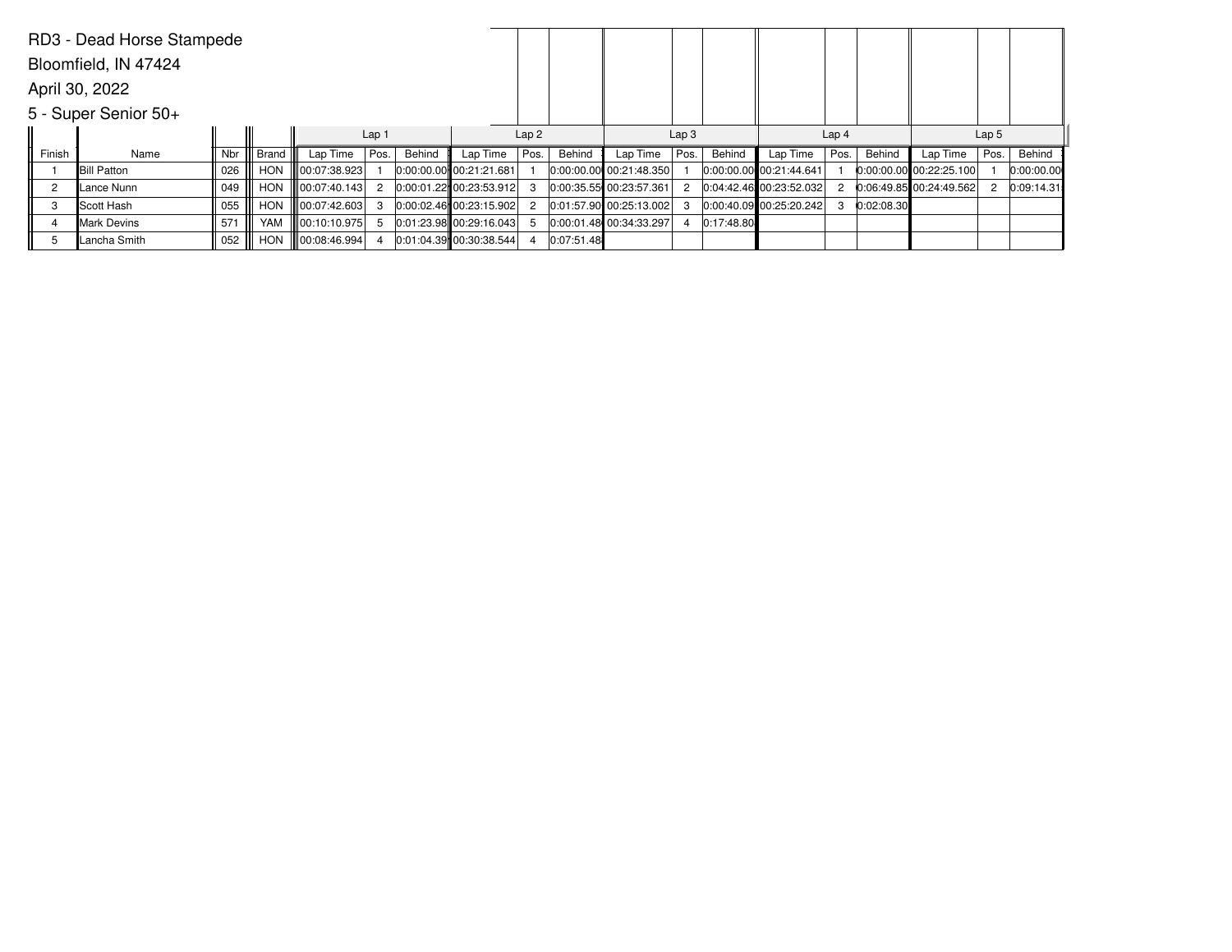RD3 - Dead Horse Stampede

Bloomfield, IN 47424

April 30, 2022

5 - Super Senior 50+

| | | | | Lap 1 | | | Lap 2 | | | Lap 3 | | | Lap 4 | | | Lap 5 | | |
|---|---|---|---|---|---|---|---|---|---|---|---|---|---|---|---|---|---|---|
| Finish | Name | Nbr | Brand | Lap Time | Pos. | Behind | Lap Time | Pos. | Behind | Lap Time | Pos. | Behind | Lap Time | Pos. | Behind | Lap Time | Pos. | Behind |
| 1 | Bill Patton | 026 | HON | 00:07:38.923 | 1 | 0:00:00.00 | 00:21:21.681 | 1 | 0:00:00.00 | 00:21:48.350 | 1 | 0:00:00.00 | 00:21:44.641 | 1 | 0:00:00.00 | 00:22:25.100 | 1 | 0:00:00.00 |
| 2 | Lance Nunn | 049 | HON | 00:07:40.143 | 2 | 0:00:01.22 | 00:23:53.912 | 3 | 0:00:35.55 | 00:23:57.361 | 2 | 0:04:42.46 | 00:23:52.032 | 2 | 0:06:49.85 | 00:24:49.562 | 2 | 0:09:14.31 |
| 3 | Scott Hash | 055 | HON | 00:07:42.603 | 3 | 0:00:02.46 | 00:23:15.902 | 2 | 0:01:57.90 | 00:25:13.002 | 3 | 0:00:40.09 | 00:25:20.242 | 3 | 0:02:08.30 | | | |
| 4 | Mark Devins | 571 | YAM | 00:10:10.975 | 5 | 0:01:23.98 | 00:29:16.043 | 5 | 0:00:01.48 | 00:34:33.297 | 4 | 0:17:48.80 | | | | | | |
| 5 | Lancha Smith | 052 | HON | 00:08:46.994 | 4 | 0:01:04.39 | 00:30:38.544 | 4 | 0:07:51.48 | | | | | | | | | |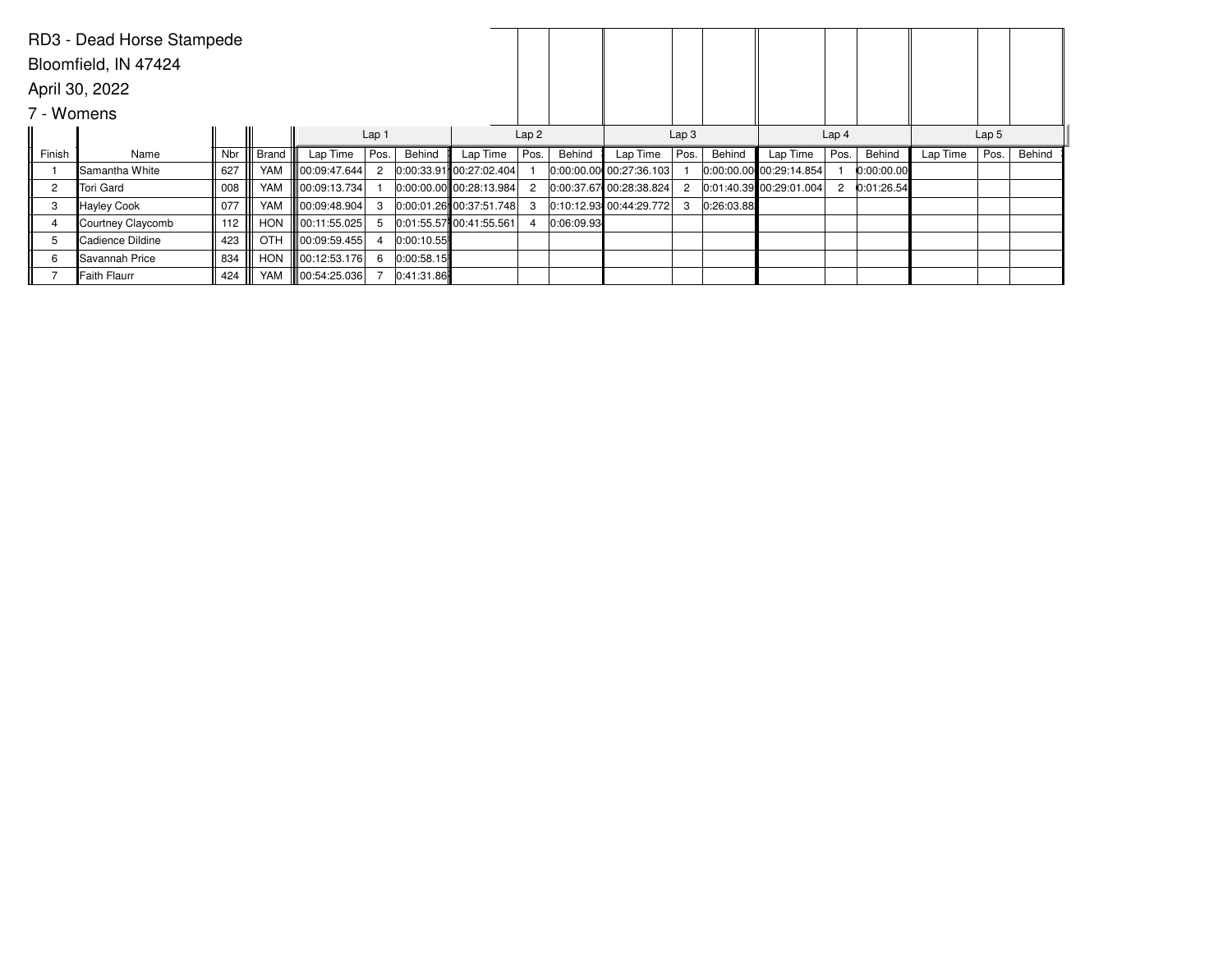RD3 - Dead Horse Stampede

Bloomfield, IN 47424

April 30, 2022

7 - Womens

| | | | | Lap 1 | | | Lap 2 | | | Lap 3 | | | Lap 4 | | | Lap 5 | | |
|---|---|---|---|---|---|---|---|---|---|---|---|---|---|---|---|---|---|---|
| Finish | Name | Nbr | Brand | Lap Time | Pos. | Behind | Lap Time | Pos. | Behind | Lap Time | Pos. | Behind | Lap Time | Pos. | Behind | Lap Time | Pos. | Behind |
| 1 | Samantha White | 627 | YAM | 00:09:47.644 | 2 | 0:00:33.91 | 00:27:02.404 | 1 | 0:00:00.00 | 00:27:36.103 | 1 | 0:00:00.00 | 00:29:14.854 | 1 | 0:00:00.00 | | | |
| 2 | Tori Gard | 008 | YAM | 00:09:13.734 | 1 | 0:00:00.00 | 00:28:13.984 | 2 | 0:00:37.67 | 00:28:38.824 | 2 | 0:01:40.39 | 00:29:01.004 | 2 | 0:01:26.54 | | | |
| 3 | Hayley Cook | 077 | YAM | 00:09:48.904 | 3 | 0:00:01.26 | 00:37:51.748 | 3 | 0:10:12.93 | 00:44:29.772 | 3 | 0:26:03.88 | | | | | | |
| 4 | Courtney Claycomb | 112 | HON | 00:11:55.025 | 5 | 0:01:55.57 | 00:41:55.561 | 4 | 0:06:09.93 | | | | | | | | | |
| 5 | Cadience Dildine | 423 | OTH | 00:09:59.455 | 4 | 0:00:10.55 | | | | | | | | | | | | |
| 6 | Savannah Price | 834 | HON | 00:12:53.176 | 6 | 0:00:58.15 | | | | | | | | | | | | |
| 7 | Faith Flaurr | 424 | YAM | 00:54:25.036 | 7 | 0:41:31.86 | | | | | | | | | | | | |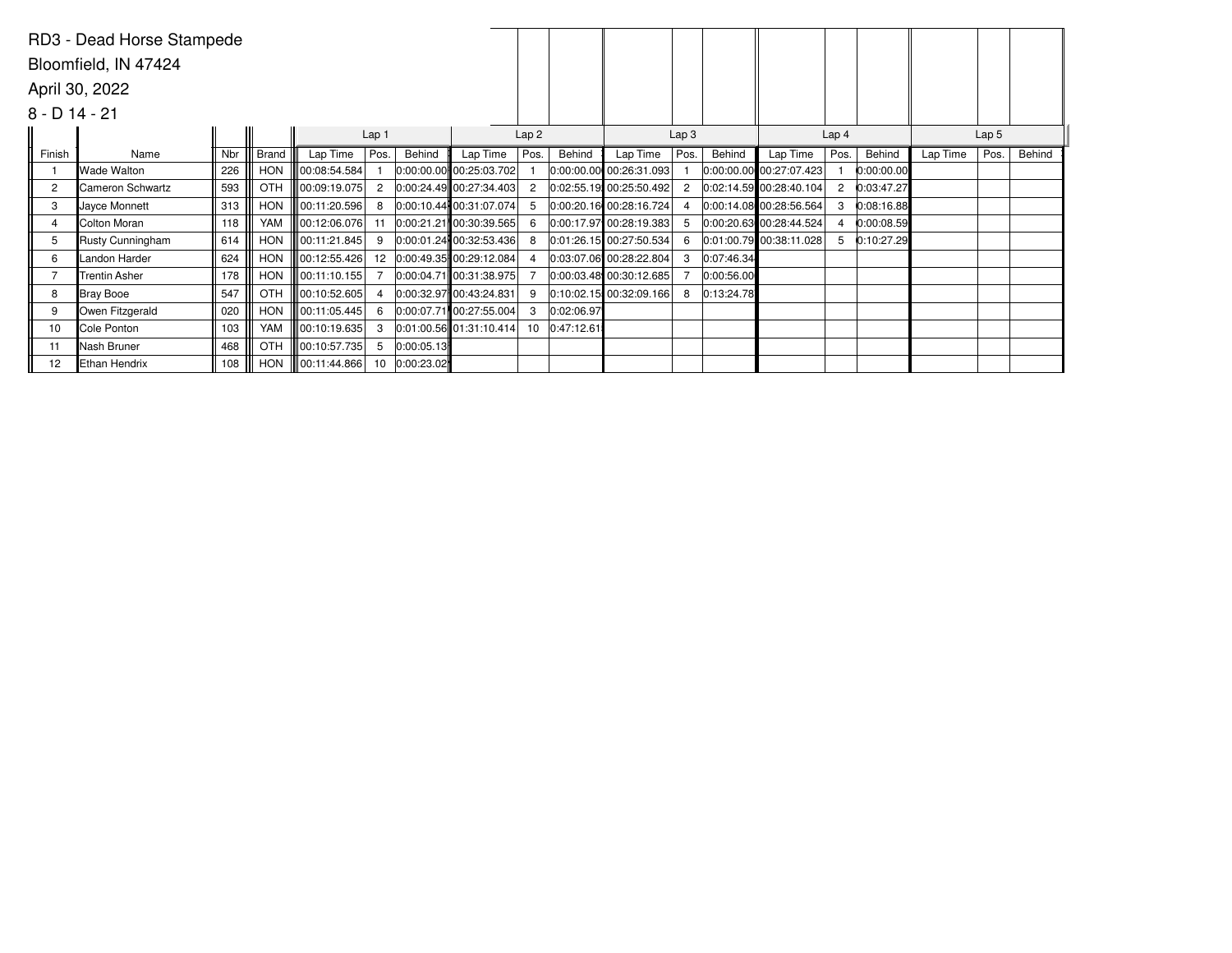RD3 - Dead Horse Stampede

Bloomfield, IN 47424

April 30, 2022

8 - D 14 - 21

| | | | | Lap 1 | | | Lap 2 | | | Lap 3 | | | Lap 4 | | | Lap 5 | | |
|---|---|---|---|---|---|---|---|---|---|---|---|---|---|---|---|---|---|---|
| Finish | Name | Nbr | Brand | Lap Time | Pos. | Behind | Lap Time | Pos. | Behind | Lap Time | Pos. | Behind | Lap Time | Pos. | Behind | Lap Time | Pos. | Behind |
| 1 | Wade Walton | 226 | HON | 00:08:54.584 | 1 | 0:00:00.00 | 00:25:03.702 | 1 | 0:00:00.00 | 00:26:31.093 | 1 | 0:00:00.00 | 00:27:07.423 | 1 | 0:00:00.00 | | | |
| 2 | Cameron Schwartz | 593 | OTH | 00:09:19.075 | 2 | 0:00:24.49 | 00:27:34.403 | 2 | 0:02:55.19 | 00:25:50.492 | 2 | 0:02:14.59 | 00:28:40.104 | 2 | 0:03:47.27 | | | |
| 3 | Jayce Monnett | 313 | HON | 00:11:20.596 | 8 | 0:00:10.44 | 00:31:07.074 | 5 | 0:00:20.16 | 00:28:16.724 | 4 | 0:00:14.08 | 00:28:56.564 | 3 | 0:08:16.88 | | | |
| 4 | Colton Moran | 118 | YAM | 00:12:06.076 | 11 | 0:00:21.21 | 00:30:39.565 | 6 | 0:00:17.97 | 00:28:19.383 | 5 | 0:00:20.63 | 00:28:44.524 | 4 | 0:00:08.59 | | | |
| 5 | Rusty Cunningham | 614 | HON | 00:11:21.845 | 9 | 0:00:01.24 | 00:32:53.436 | 8 | 0:01:26.15 | 00:27:50.534 | 6 | 0:01:00.79 | 00:38:11.028 | 5 | 0:10:27.29 | | | |
| 6 | Landon Harder | 624 | HON | 00:12:55.426 | 12 | 0:00:49.35 | 00:29:12.084 | 4 | 0:03:07.06 | 00:28:22.804 | 3 | 0:07:46.34 | | | | | | |
| 7 | Trentin Asher | 178 | HON | 00:11:10.155 | 7 | 0:00:04.71 | 00:31:38.975 | 7 | 0:00:03.48 | 00:30:12.685 | 7 | 0:00:56.00 | | | | | | |
| 8 | Bray Booe | 547 | OTH | 00:10:52.605 | 4 | 0:00:32.97 | 00:43:24.831 | 9 | 0:10:02.15 | 00:32:09.166 | 8 | 0:13:24.78 | | | | | | |
| 9 | Owen Fitzgerald | 020 | HON | 00:11:05.445 | 6 | 0:00:07.71 | 00:27:55.004 | 3 | 0:02:06.97 | | | | | | | | | |
| 10 | Cole Ponton | 103 | YAM | 00:10:19.635 | 3 | 0:01:00.56 | 01:31:10.414 | 10 | 0:47:12.61 | | | | | | | | | |
| 11 | Nash Bruner | 468 | OTH | 00:10:57.735 | 5 | 0:00:05.13 | | | | | | | | | | | | |
| 12 | Ethan Hendrix | 108 | HON | 00:11:44.866 | 10 | 0:00:23.02 | | | | | | | | | | | | |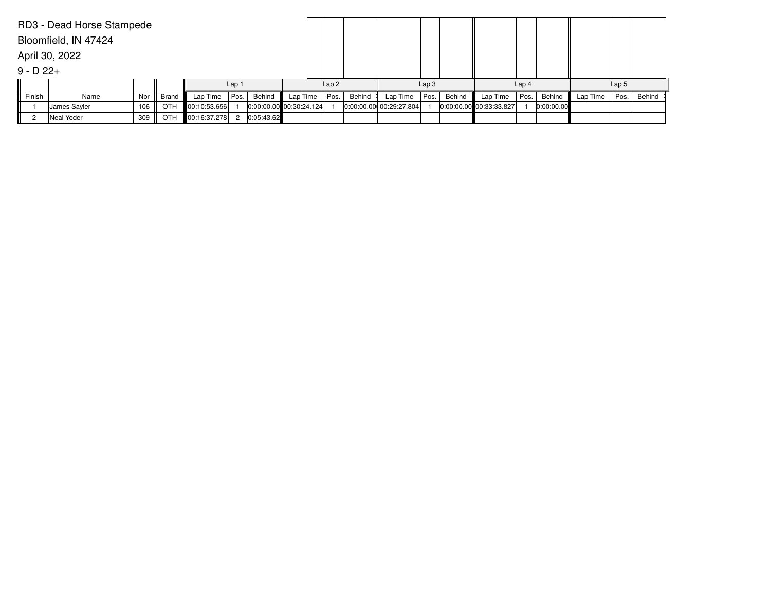RD3 - Dead Horse Stampede

Bloomfield, IN 47424

April 30, 2022

9 - D 22+

| | | | | Lap 1 | | | Lap 2 | | | Lap 3 | | | Lap 4 | | | Lap 5 | | |
|---|---|---|---|---|---|---|---|---|---|---|---|---|---|---|---|---|---|---|
| Finish | Name | Nbr | Brand | Lap Time | Pos. | Behind | Lap Time | Pos. | Behind | Lap Time | Pos. | Behind | Lap Time | Pos. | Behind | Lap Time | Pos. | Behind |
| 1 | James Sayler | 106 | OTH | 00:10:53.656 | 1 | 0:00:00.00 | 00:30:24.124 | 1 | 0:00:00.00 | 00:29:27.804 | 1 | 0:00:00.00 | 00:33:33.827 | 1 | 0:00:00.00 | | | |
| 2 | Neal Yoder | 309 | OTH | 00:16:37.278 | 2 | 0:05:43.62 | | | | | | | | | | | | |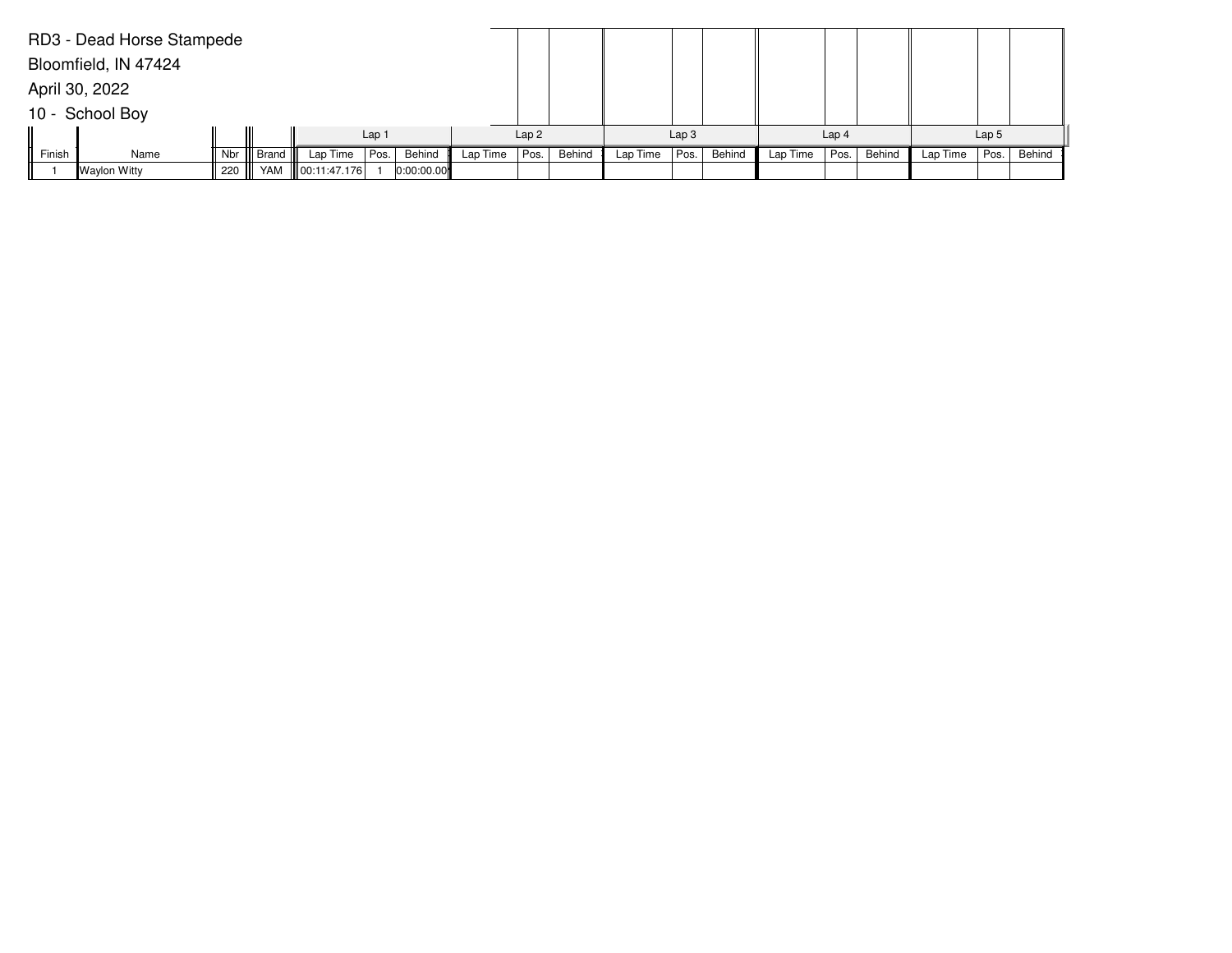RD3 - Dead Horse Stampede

Bloomfield, IN 47424

April 30, 2022

10 - School Boy

| Finish | Name | Nbr | Brand | Lap 1 | | | Lap 2 | | | Lap 3 | | | Lap 4 | | | Lap 5 | | |
|---|---|---|---|---|---|---|---|---|---|---|---|---|---|---|---|---|---|---|
| | | | | Lap Time | Pos. | Behind | Lap Time | Pos. | Behind | Lap Time | Pos. | Behind | Lap Time | Pos. | Behind | Lap Time | Pos. | Behind |
| 1 | Waylon Witty | 220 | YAM | 00:11:47.176 | 1 | 0:00:00.00 | | | | | | | | | | | | |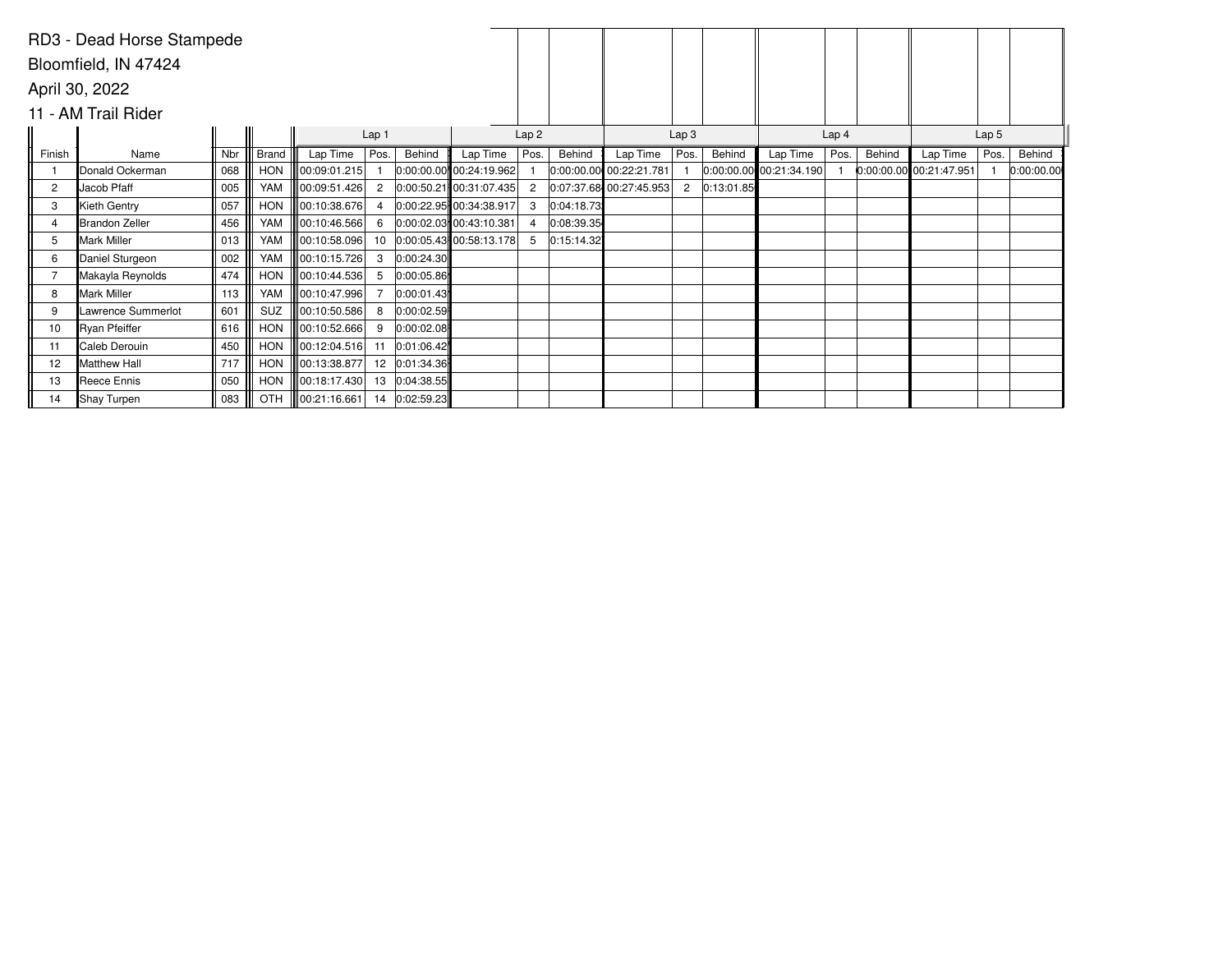RD3 - Dead Horse Stampede

Bloomfield, IN 47424

April 30, 2022

11 - AM Trail Rider

| | | | | Lap 1 | | | Lap 2 | | | Lap 3 | | | Lap 4 | | | Lap 5 | | |
|---|---|---|---|---|---|---|---|---|---|---|---|---|---|---|---|---|---|---|
| Finish | Name | Nbr | Brand | Lap Time | Pos. | Behind | Lap Time | Pos. | Behind | Lap Time | Pos. | Behind | Lap Time | Pos. | Behind | Lap Time | Pos. | Behind |
| 1 | Donald Ockerman | 068 | HON | 00:09:01.215 | 1 | 0:00:00.00 | 00:24:19.962 | 1 | 0:00:00.00 | 00:22:21.781 | 1 | 0:00:00.00 | 00:21:34.190 | 1 | 0:00:00.00 | 00:21:47.951 | 1 | 0:00:00.00 |
| 2 | Jacob Pfaff | 005 | YAM | 00:09:51.426 | 2 | 0:00:50.21 | 00:31:07.435 | 2 | 0:07:37.68 | 00:27:45.953 | 2 | 0:13:01.85 | | | | | | |
| 3 | Kieth Gentry | 057 | HON | 00:10:38.676 | 4 | 0:00:22.95 | 00:34:38.917 | 3 | 0:04:18.73 | | | | | | | | | |
| 4 | Brandon Zeller | 456 | YAM | 00:10:46.566 | 6 | 0:00:02.03 | 00:43:10.381 | 4 | 0:08:39.35 | | | | | | | | | |
| 5 | Mark Miller | 013 | YAM | 00:10:58.096 | 10 | 0:00:05.43 | 00:58:13.178 | 5 | 0:15:14.32 | | | | | | | | | |
| 6 | Daniel Sturgeon | 002 | YAM | 00:10:15.726 | 3 | 0:00:24.30 | | | | | | | | | | | | |
| 7 | Makayla Reynolds | 474 | HON | 00:10:44.536 | 5 | 0:00:05.86 | | | | | | | | | | | | |
| 8 | Mark Miller | 113 | YAM | 00:10:47.996 | 7 | 0:00:01.43 | | | | | | | | | | | | |
| 9 | Lawrence Summerlot | 601 | SUZ | 00:10:50.586 | 8 | 0:00:02.59 | | | | | | | | | | | | |
| 10 | Ryan Pfeiffer | 616 | HON | 00:10:52.666 | 9 | 0:00:02.08 | | | | | | | | | | | | |
| 11 | Caleb Derouin | 450 | HON | 00:12:04.516 | 11 | 0:01:06.42 | | | | | | | | | | | | |
| 12 | Matthew Hall | 717 | HON | 00:13:38.877 | 12 | 0:01:34.36 | | | | | | | | | | | | |
| 13 | Reece Ennis | 050 | HON | 00:18:17.430 | 13 | 0:04:38.55 | | | | | | | | | | | | |
| 14 | Shay Turpen | 083 | OTH | 00:21:16.661 | 14 | 0:02:59.23 | | | | | | | | | | | | |